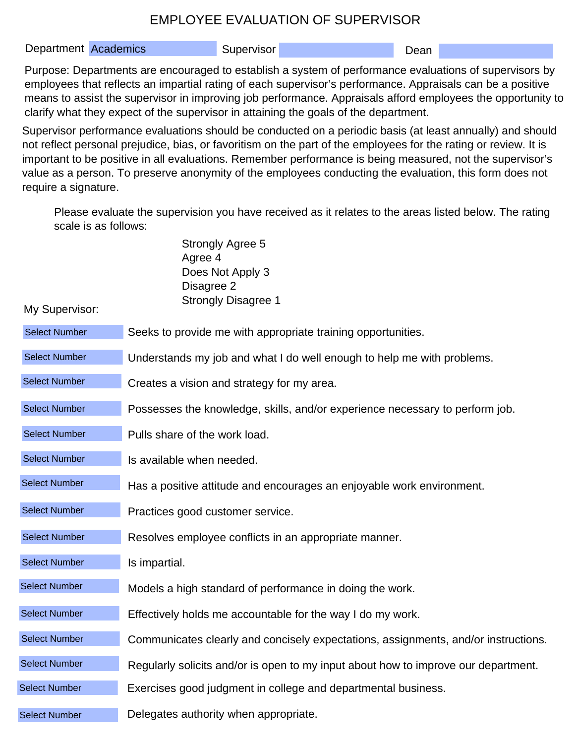# EMPLOYEE EVALUATION OF SUPERVISOR

Department Academics Supervisor Dean

Purpose: Departments are encouraged to establish a system of performance evaluations of supervisors by employees that reflects an impartial rating of each supervisor's performance. Appraisals can be a positive means to assist the supervisor in improving job performance. Appraisals afford employees the opportunity to clarify what they expect of the supervisor in attaining the goals of the department.

Supervisor performance evaluations should be conducted on a periodic basis (at least annually) and should not reflect personal prejudice, bias, or favoritism on the part of the employees for the rating or review. It is important to be positive in all evaluations. Remember performance is being measured, not the supervisor's value as a person. To preserve anonymity of the employees conducting the evaluation, this form does not require a signature.

Please evaluate the supervision you have received as it relates to the areas listed below. The rating scale is as follows:

Strongly Agree 5
Agree 4
Does Not Apply 3
Disagree 2
Strongly Disagree 1

My Supervisor:

Select Number Seeks to provide me with appropriate training opportunities.

Select Number Understands my job and what I do well enough to help me with problems.

Select Number Creates a vision and strategy for my area.

Select Number Possesses the knowledge, skills, and/or experience necessary to perform job.

Select Number Pulls share of the work load.

Select Number Is available when needed.

Select Number Has a positive attitude and encourages an enjoyable work environment.

Select Number Practices good customer service.

Select Number Resolves employee conflicts in an appropriate manner.

Select Number Is impartial.

Select Number Models a high standard of performance in doing the work.

Select Number Effectively holds me accountable for the way I do my work.

Select Number Communicates clearly and concisely expectations, assignments, and/or instructions.

Select Number Regularly solicits and/or is open to my input about how to improve our department.

Select Number Exercises good judgment in college and departmental business.

Select Number Delegates authority when appropriate.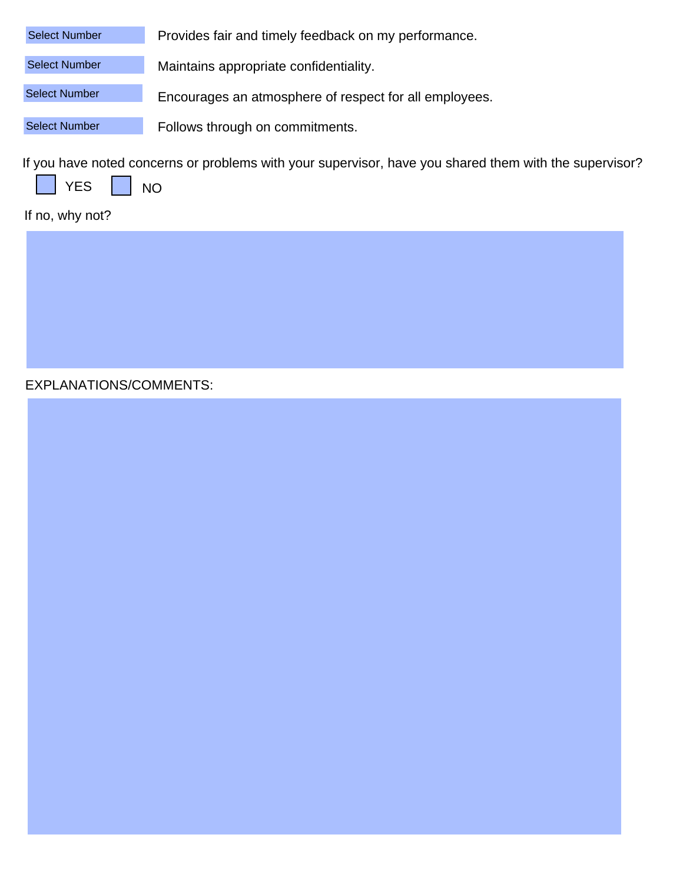Select Number Provides fair and timely feedback on my performance.

Select Number Maintains appropriate confidentiality.

Select Number Encourages an atmosphere of respect for all employees.

Select Number Follows through on commitments.

If you have noted concerns or problems with your supervisor, have you shared them with the supervisor?

☐ YES ☐ NO

If no, why not?

EXPLANATIONS/COMMENTS: